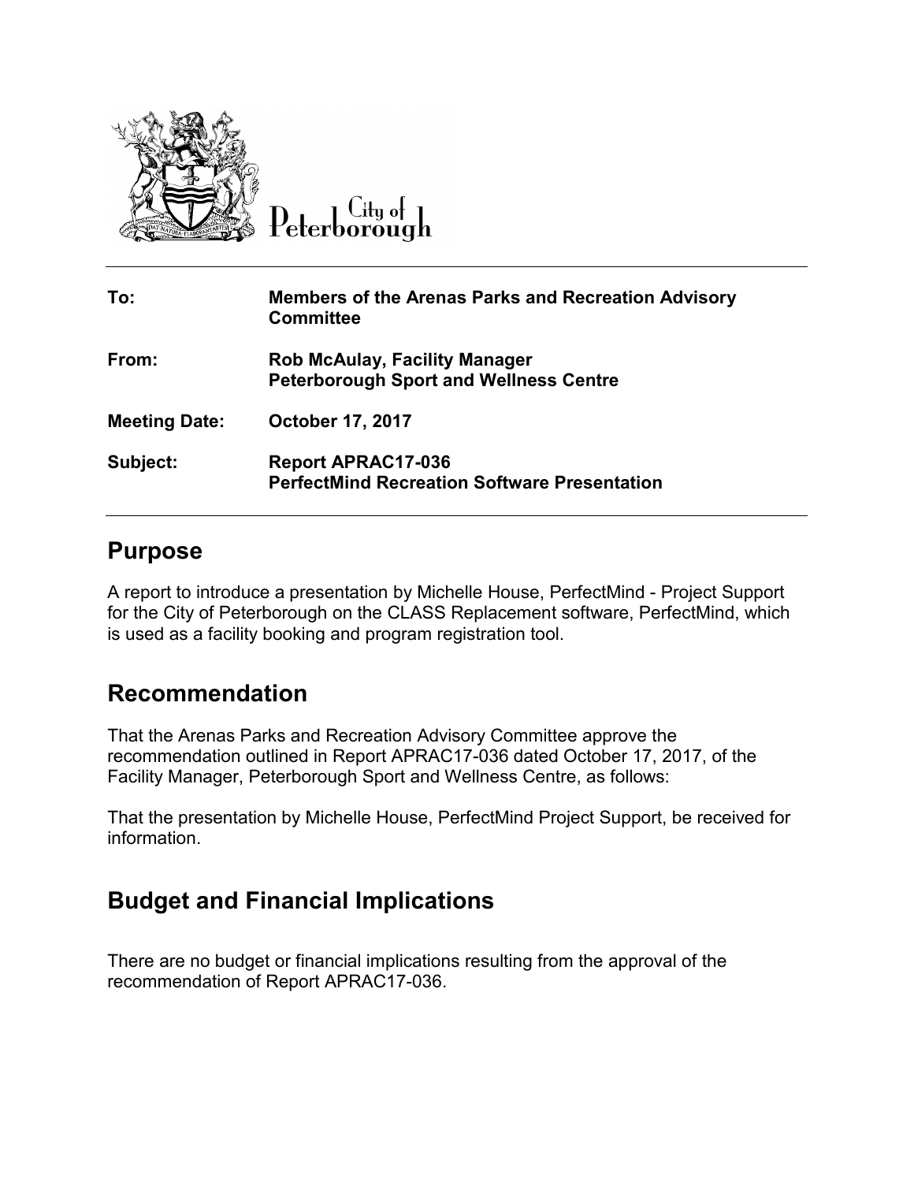City of Peterborough

| | |
|---|---|
| **To:** | **Members of the Arenas Parks and Recreation Advisory Committee** |
| **From:** | **Rob McAulay, Facility Manager**<br>**Peterborough Sport and Wellness Centre** |
| **Meeting Date:** | **October 17, 2017** |
| **Subject:** | **Report APRAC17-036**<br>**PerfectMind Recreation Software Presentation** |

## Purpose

A report to introduce a presentation by Michelle House, PerfectMind - Project Support for the City of Peterborough on the CLASS Replacement software, PerfectMind, which is used as a facility booking and program registration tool.

## Recommendation

That the Arenas Parks and Recreation Advisory Committee approve the recommendation outlined in Report APRAC17-036 dated October 17, 2017, of the Facility Manager, Peterborough Sport and Wellness Centre, as follows:

That the presentation by Michelle House, PerfectMind Project Support, be received for information.

## Budget and Financial Implications

There are no budget or financial implications resulting from the approval of the recommendation of Report APRAC17-036.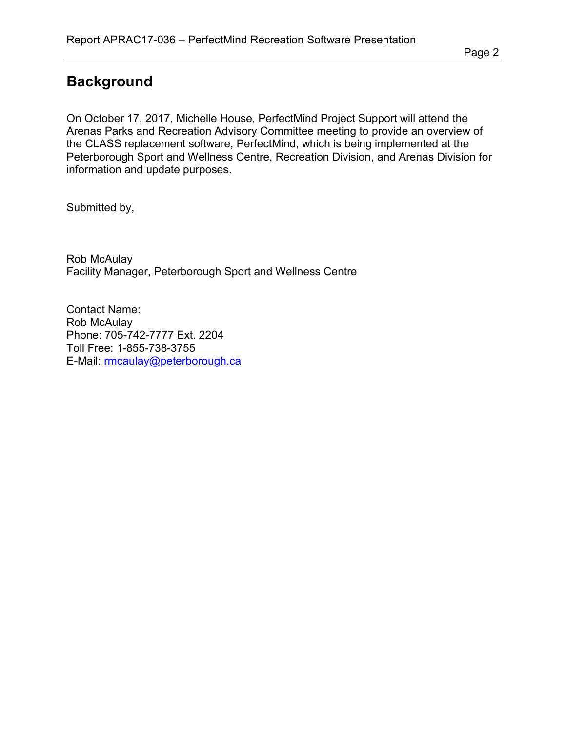## Background

On October 17, 2017, Michelle House, PerfectMind Project Support will attend the Arenas Parks and Recreation Advisory Committee meeting to provide an overview of the CLASS replacement software, PerfectMind, which is being implemented at the Peterborough Sport and Wellness Centre, Recreation Division, and Arenas Division for information and update purposes.

Submitted by,

Rob McAulay
Facility Manager, Peterborough Sport and Wellness Centre

Contact Name:
Rob McAulay
Phone: 705-742-7777 Ext. 2204
Toll Free: 1-855-738-3755
E-Mail: rmcaulay@peterborough.ca